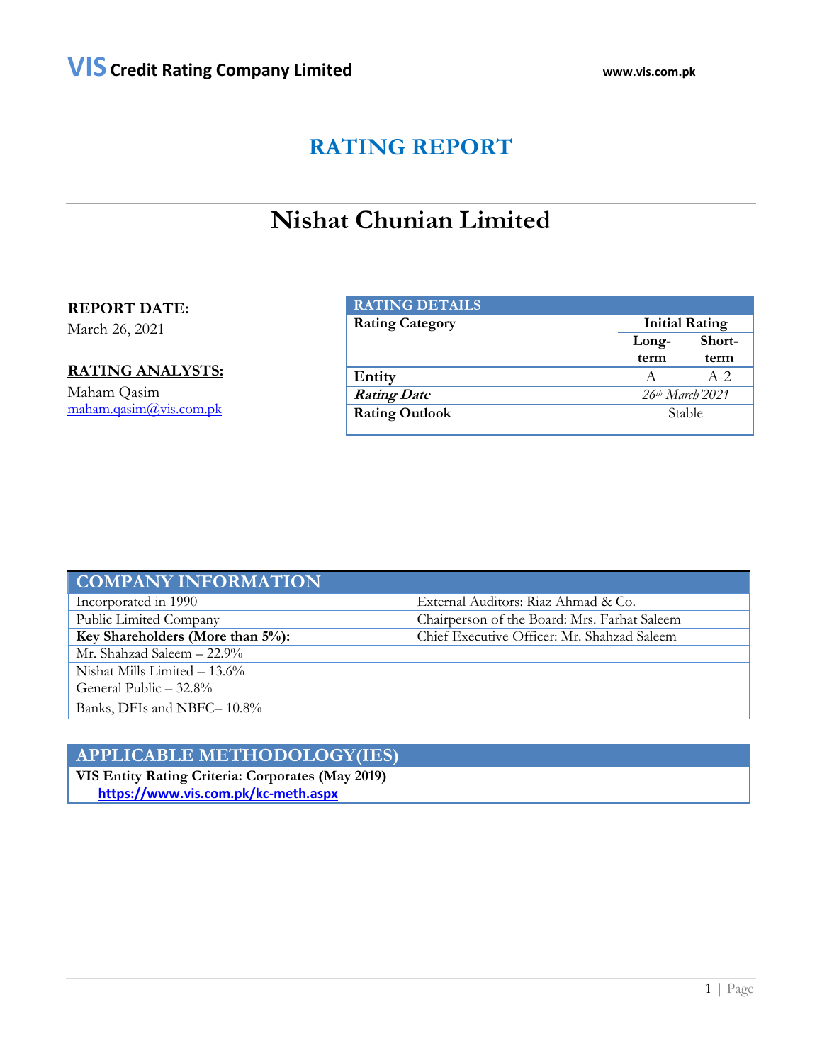# RATING REPORT

## Nishat Chunian Limited

**REPORT DATE:**
March 26, 2021

**RATING ANALYSTS:**
Maham Qasim
maham.qasim@vis.com.pk

| RATING DETAILS | | |
|---|---|---|
| **Rating Category** | **Initial Rating** | |
| | **Long-term** | **Short-term** |
| **Entity** | A | A-2 |
| ***Rating Date*** | *26th March'2021* | |
| **Rating Outlook** | Stable | |

| COMPANY INFORMATION | |
|---|---|
| Incorporated in 1990 | External Auditors: Riaz Ahmad & Co. |
| Public Limited Company | Chairperson of the Board: Mrs. Farhat Saleem |
| **Key Shareholders (More than 5%):** | Chief Executive Officer: Mr. Shahzad Saleem |
| Mr. Shahzad Saleem – 22.9% | |
| Nishat Mills Limited – 13.6% | |
| General Public – 32.8% | |
| Banks, DFIs and NBFC– 10.8% | |

| APPLICABLE METHODOLOGY(IES) |
|---|
| **VIS Entity Rating Criteria: Corporates (May 2019)** <br> **https://www.vis.com.pk/kc-meth.aspx** |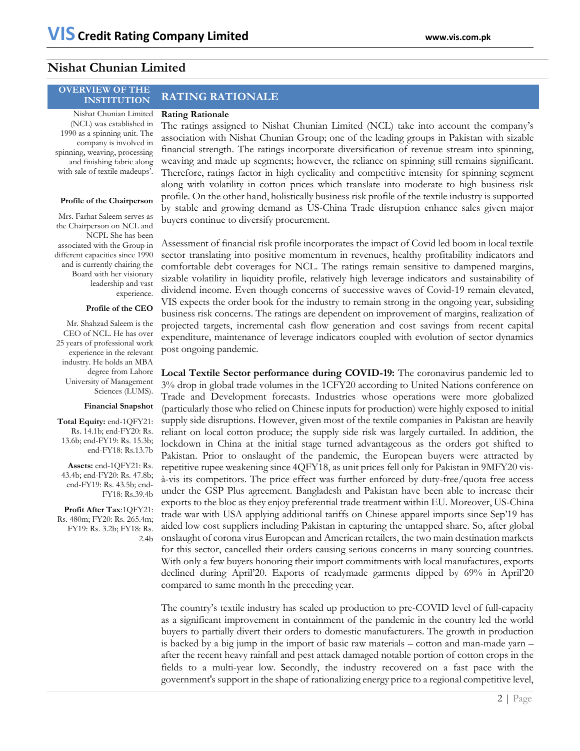# Nishat Chunian Limited

## OVERVIEW OF THE INSTITUTION

Nishat Chunian Limited (NCL) was established in 1990 as a spinning unit. The company is involved in spinning, weaving, processing and finishing fabric along with sale of textile madeups'.

### Profile of the Chairperson

Mrs. Farhat Saleem serves as the Chairperson on NCL and NCPL She has been associated with the Group in different capacities since 1990 and is currently chairing the Board with her visionary leadership and vast experience.

### Profile of the CEO

Mr. Shahzad Saleem is the CEO of NCL. He has over 25 years of professional work experience in the relevant industry. He holds an MBA degree from Lahore University of Management Sciences (LUMS).

### Financial Snapshot

**Total Equity:** end-1QFY21: Rs. 14.1b; end-FY20: Rs. 13.6b; end-FY19: Rs. 15.3b; end-FY18: Rs.13.7b

**Assets:** end-1QFY21: Rs. 43.4b; end-FY20: Rs. 47.8b; end-FY19: Rs. 43.5b; end-FY18: Rs.39.4b

**Profit After Tax**:1QFY21: Rs. 480m; FY20: Rs. 265.4m; FY19: Rs. 3.2b; FY18: Rs. 2.4b

## RATING RATIONALE

**Rating Rationale**

The ratings assigned to Nishat Chunian Limited (NCL) take into account the company's association with Nishat Chunian Group; one of the leading groups in Pakistan with sizable financial strength. The ratings incorporate diversification of revenue stream into spinning, weaving and made up segments; however, the reliance on spinning still remains significant. Therefore, ratings factor in high cyclicality and competitive intensity for spinning segment along with volatility in cotton prices which translate into moderate to high business risk profile. On the other hand, holistically business risk profile of the textile industry is supported by stable and growing demand as US-China Trade disruption enhance sales given major buyers continue to diversify procurement.

Assessment of financial risk profile incorporates the impact of Covid led boom in local textile sector translating into positive momentum in revenues, healthy profitability indicators and comfortable debt coverages for NCL. The ratings remain sensitive to dampened margins, sizable volatility in liquidity profile, relatively high leverage indicators and sustainability of dividend income. Even though concerns of successive waves of Covid-19 remain elevated, VIS expects the order book for the industry to remain strong in the ongoing year, subsiding business risk concerns. The ratings are dependent on improvement of margins, realization of projected targets, incremental cash flow generation and cost savings from recent capital expenditure, maintenance of leverage indicators coupled with evolution of sector dynamics post ongoing pandemic.

**Local Textile Sector performance during COVID-19:** The coronavirus pandemic led to 3% drop in global trade volumes in the 1CFY20 according to United Nations conference on Trade and Development forecasts. Industries whose operations were more globalized (particularly those who relied on Chinese inputs for production) were highly exposed to initial supply side disruptions. However, given most of the textile companies in Pakistan are heavily reliant on local cotton produce; the supply side risk was largely curtailed. In addition, the lockdown in China at the initial stage turned advantageous as the orders got shifted to Pakistan. Prior to onslaught of the pandemic, the European buyers were attracted by repetitive rupee weakening since 4QFY18, as unit prices fell only for Pakistan in 9MFY20 vis-à-vis its competitors. The price effect was further enforced by duty-free/quota free access under the GSP Plus agreement. Bangladesh and Pakistan have been able to increase their exports to the bloc as they enjoy preferential trade treatment within EU. Moreover, US-China trade war with USA applying additional tariffs on Chinese apparel imports since Sep'19 has aided low cost suppliers including Pakistan in capturing the untapped share. So, after global onslaught of corona virus European and American retailers, the two main destination markets for this sector, cancelled their orders causing serious concerns in many sourcing countries. With only a few buyers honoring their import commitments with local manufactures, exports declined during April'20. Exports of readymade garments dipped by 69% in April'20 compared to same month ln the preceding year.

The country's textile industry has scaled up production to pre-COVID level of full-capacity as a significant improvement in containment of the pandemic in the country led the world buyers to partially divert their orders to domestic manufacturers. The growth in production is backed by a big jump in the import of basic raw materials – cotton and man-made yarn – after the recent heavy rainfall and pest attack damaged notable portion of cotton crops in the fields to a multi-year low. Secondly, the industry recovered on a fast pace with the government's support in the shape of rationalizing energy price to a regional competitive level,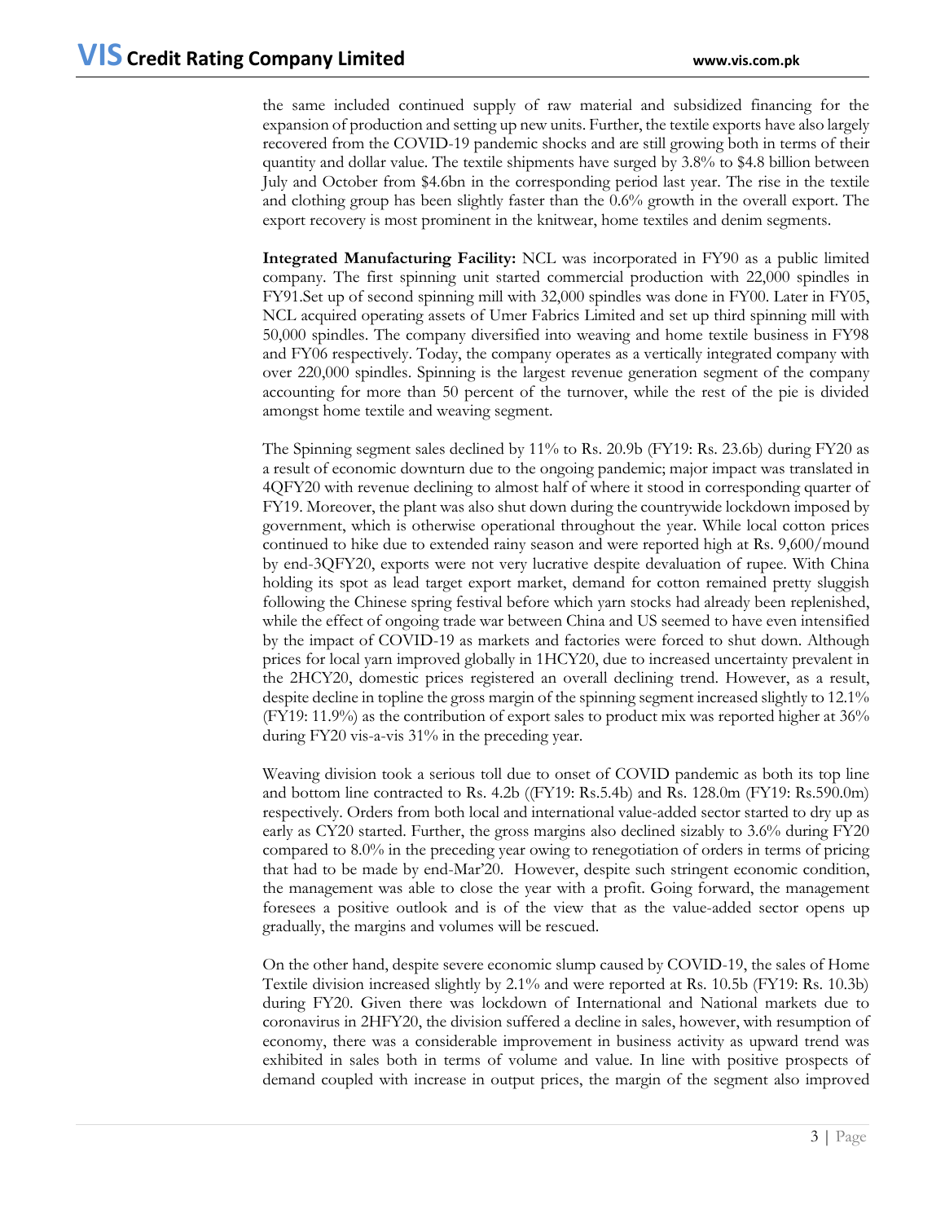the same included continued supply of raw material and subsidized financing for the expansion of production and setting up new units. Further, the textile exports have also largely recovered from the COVID-19 pandemic shocks and are still growing both in terms of their quantity and dollar value. The textile shipments have surged by 3.8% to $4.8 billion between July and October from $4.6bn in the corresponding period last year. The rise in the textile and clothing group has been slightly faster than the 0.6% growth in the overall export. The export recovery is most prominent in the knitwear, home textiles and denim segments.

**Integrated Manufacturing Facility:** NCL was incorporated in FY90 as a public limited company. The first spinning unit started commercial production with 22,000 spindles in FY91.Set up of second spinning mill with 32,000 spindles was done in FY00. Later in FY05, NCL acquired operating assets of Umer Fabrics Limited and set up third spinning mill with 50,000 spindles. The company diversified into weaving and home textile business in FY98 and FY06 respectively. Today, the company operates as a vertically integrated company with over 220,000 spindles. Spinning is the largest revenue generation segment of the company accounting for more than 50 percent of the turnover, while the rest of the pie is divided amongst home textile and weaving segment.

The Spinning segment sales declined by 11% to Rs. 20.9b (FY19: Rs. 23.6b) during FY20 as a result of economic downturn due to the ongoing pandemic; major impact was translated in 4QFY20 with revenue declining to almost half of where it stood in corresponding quarter of FY19. Moreover, the plant was also shut down during the countrywide lockdown imposed by government, which is otherwise operational throughout the year. While local cotton prices continued to hike due to extended rainy season and were reported high at Rs. 9,600/mound by end-3QFY20, exports were not very lucrative despite devaluation of rupee. With China holding its spot as lead target export market, demand for cotton remained pretty sluggish following the Chinese spring festival before which yarn stocks had already been replenished, while the effect of ongoing trade war between China and US seemed to have even intensified by the impact of COVID-19 as markets and factories were forced to shut down. Although prices for local yarn improved globally in 1HCY20, due to increased uncertainty prevalent in the 2HCY20, domestic prices registered an overall declining trend. However, as a result, despite decline in topline the gross margin of the spinning segment increased slightly to 12.1% (FY19: 11.9%) as the contribution of export sales to product mix was reported higher at 36% during FY20 vis-a-vis 31% in the preceding year.

Weaving division took a serious toll due to onset of COVID pandemic as both its top line and bottom line contracted to Rs. 4.2b ((FY19: Rs.5.4b) and Rs. 128.0m (FY19: Rs.590.0m) respectively. Orders from both local and international value-added sector started to dry up as early as CY20 started. Further, the gross margins also declined sizably to 3.6% during FY20 compared to 8.0% in the preceding year owing to renegotiation of orders in terms of pricing that had to be made by end-Mar'20. However, despite such stringent economic condition, the management was able to close the year with a profit. Going forward, the management foresees a positive outlook and is of the view that as the value-added sector opens up gradually, the margins and volumes will be rescued.

On the other hand, despite severe economic slump caused by COVID-19, the sales of Home Textile division increased slightly by 2.1% and were reported at Rs. 10.5b (FY19: Rs. 10.3b) during FY20. Given there was lockdown of International and National markets due to coronavirus in 2HFY20, the division suffered a decline in sales, however, with resumption of economy, there was a considerable improvement in business activity as upward trend was exhibited in sales both in terms of volume and value. In line with positive prospects of demand coupled with increase in output prices, the margin of the segment also improved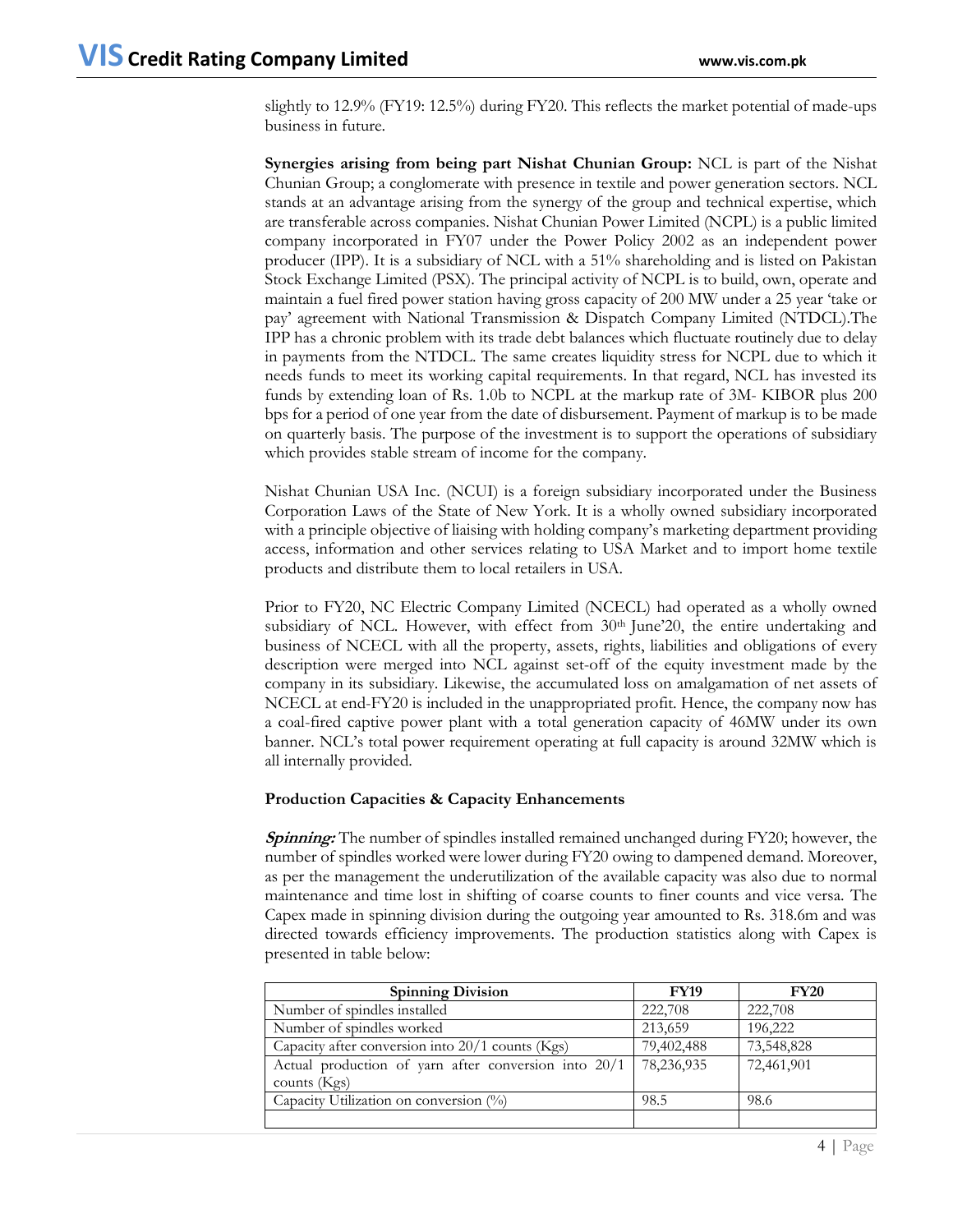slightly to 12.9% (FY19: 12.5%) during FY20. This reflects the market potential of made-ups business in future.

**Synergies arising from being part Nishat Chunian Group:** NCL is part of the Nishat Chunian Group; a conglomerate with presence in textile and power generation sectors. NCL stands at an advantage arising from the synergy of the group and technical expertise, which are transferable across companies. Nishat Chunian Power Limited (NCPL) is a public limited company incorporated in FY07 under the Power Policy 2002 as an independent power producer (IPP). It is a subsidiary of NCL with a 51% shareholding and is listed on Pakistan Stock Exchange Limited (PSX). The principal activity of NCPL is to build, own, operate and maintain a fuel fired power station having gross capacity of 200 MW under a 25 year 'take or pay' agreement with National Transmission & Dispatch Company Limited (NTDCL).The IPP has a chronic problem with its trade debt balances which fluctuate routinely due to delay in payments from the NTDCL. The same creates liquidity stress for NCPL due to which it needs funds to meet its working capital requirements. In that regard, NCL has invested its funds by extending loan of Rs. 1.0b to NCPL at the markup rate of 3M- KIBOR plus 200 bps for a period of one year from the date of disbursement. Payment of markup is to be made on quarterly basis. The purpose of the investment is to support the operations of subsidiary which provides stable stream of income for the company.

Nishat Chunian USA Inc. (NCUI) is a foreign subsidiary incorporated under the Business Corporation Laws of the State of New York. It is a wholly owned subsidiary incorporated with a principle objective of liaising with holding company's marketing department providing access, information and other services relating to USA Market and to import home textile products and distribute them to local retailers in USA.

Prior to FY20, NC Electric Company Limited (NCECL) had operated as a wholly owned subsidiary of NCL. However, with effect from 30th June'20, the entire undertaking and business of NCECL with all the property, assets, rights, liabilities and obligations of every description were merged into NCL against set-off of the equity investment made by the company in its subsidiary. Likewise, the accumulated loss on amalgamation of net assets of NCECL at end-FY20 is included in the unappropriated profit. Hence, the company now has a coal-fired captive power plant with a total generation capacity of 46MW under its own banner. NCL's total power requirement operating at full capacity is around 32MW which is all internally provided.

**Production Capacities & Capacity Enhancements**

***Spinning:*** The number of spindles installed remained unchanged during FY20; however, the number of spindles worked were lower during FY20 owing to dampened demand. Moreover, as per the management the underutilization of the available capacity was also due to normal maintenance and time lost in shifting of coarse counts to finer counts and vice versa. The Capex made in spinning division during the outgoing year amounted to Rs. 318.6m and was directed towards efficiency improvements. The production statistics along with Capex is presented in table below:

| Spinning Division | FY19 | FY20 |
|---|---|---|
| Number of spindles installed | 222,708 | 222,708 |
| Number of spindles worked | 213,659 | 196,222 |
| Capacity after conversion into 20/1 counts (Kgs) | 79,402,488 | 73,548,828 |
| Actual production of yarn after conversion into 20/1 counts (Kgs) | 78,236,935 | 72,461,901 |
| Capacity Utilization on conversion (%) | 98.5 | 98.6 |
| | | |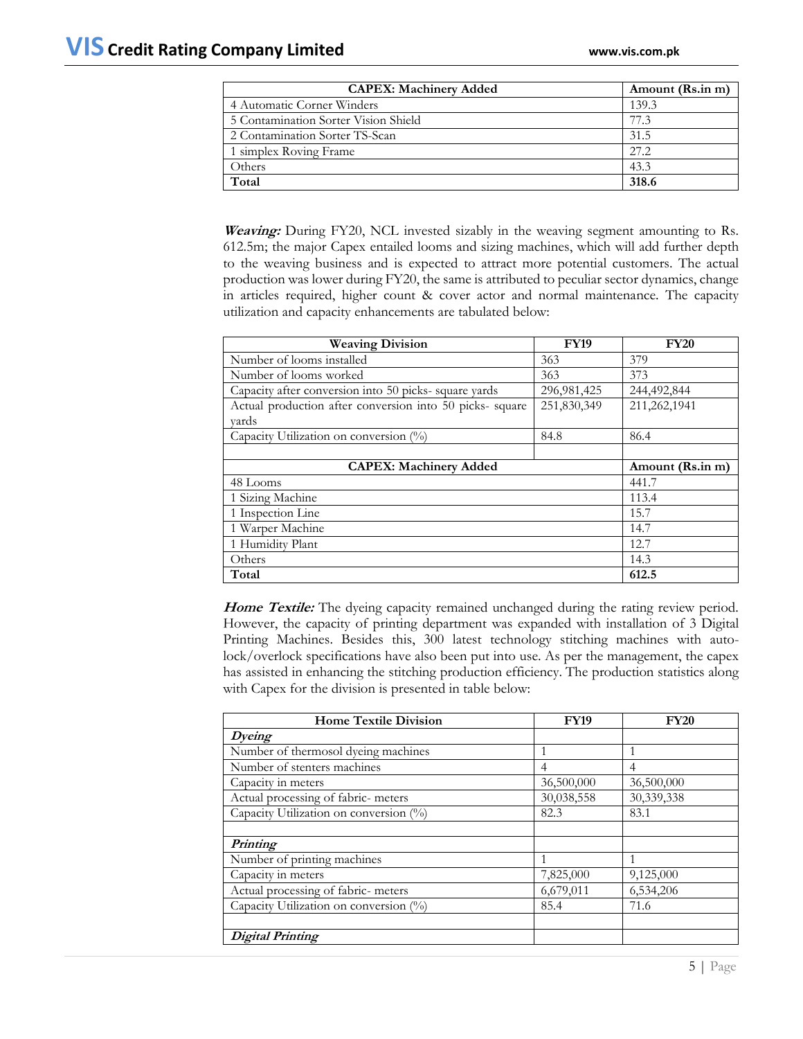| CAPEX: Machinery Added | Amount (Rs.in m) |
|---|---|
| 4 Automatic Corner Winders | 139.3 |
| 5 Contamination Sorter Vision Shield | 77.3 |
| 2 Contamination Sorter TS-Scan | 31.5 |
| 1 simplex Roving Frame | 27.2 |
| Others | 43.3 |
| **Total** | **318.6** |

***Weaving:*** During FY20, NCL invested sizably in the weaving segment amounting to Rs. 612.5m; the major Capex entailed looms and sizing machines, which will add further depth to the weaving business and is expected to attract more potential customers. The actual production was lower during FY20, the same is attributed to peculiar sector dynamics, change in articles required, higher count & cover actor and normal maintenance. The capacity utilization and capacity enhancements are tabulated below:

| Weaving Division | FY19 | FY20 |
|---|---|---|
| Number of looms installed | 363 | 379 |
| Number of looms worked | 363 | 373 |
| Capacity after conversion into 50 picks- square yards | 296,981,425 | 244,492,844 |
| Actual production after conversion into 50 picks- square yards | 251,830,349 | 211,262,1941 |
| Capacity Utilization on conversion (%) | 84.8 | 86.4 |
| | | |
| **CAPEX: Machinery Added** | | **Amount (Rs.in m)** |
| 48 Looms | | 441.7 |
| 1 Sizing Machine | | 113.4 |
| 1 Inspection Line | | 15.7 |
| 1 Warper Machine | | 14.7 |
| 1 Humidity Plant | | 12.7 |
| Others | | 14.3 |
| **Total** | | **612.5** |

***Home Textile:*** The dyeing capacity remained unchanged during the rating review period. However, the capacity of printing department was expanded with installation of 3 Digital Printing Machines. Besides this, 300 latest technology stitching machines with auto-lock/overlock specifications have also been put into use. As per the management, the capex has assisted in enhancing the stitching production efficiency. The production statistics along with Capex for the division is presented in table below:

| Home Textile Division | FY19 | FY20 |
|---|---|---|
| ***Dyeing*** | | |
| Number of thermosol dyeing machines | 1 | 1 |
| Number of stenters machines | 4 | 4 |
| Capacity in meters | 36,500,000 | 36,500,000 |
| Actual processing of fabric- meters | 30,038,558 | 30,339,338 |
| Capacity Utilization on conversion (%) | 82.3 | 83.1 |
| | | |
| ***Printing*** | | |
| Number of printing machines | 1 | 1 |
| Capacity in meters | 7,825,000 | 9,125,000 |
| Actual processing of fabric- meters | 6,679,011 | 6,534,206 |
| Capacity Utilization on conversion (%) | 85.4 | 71.6 |
| | | |
| ***Digital Printing*** | | |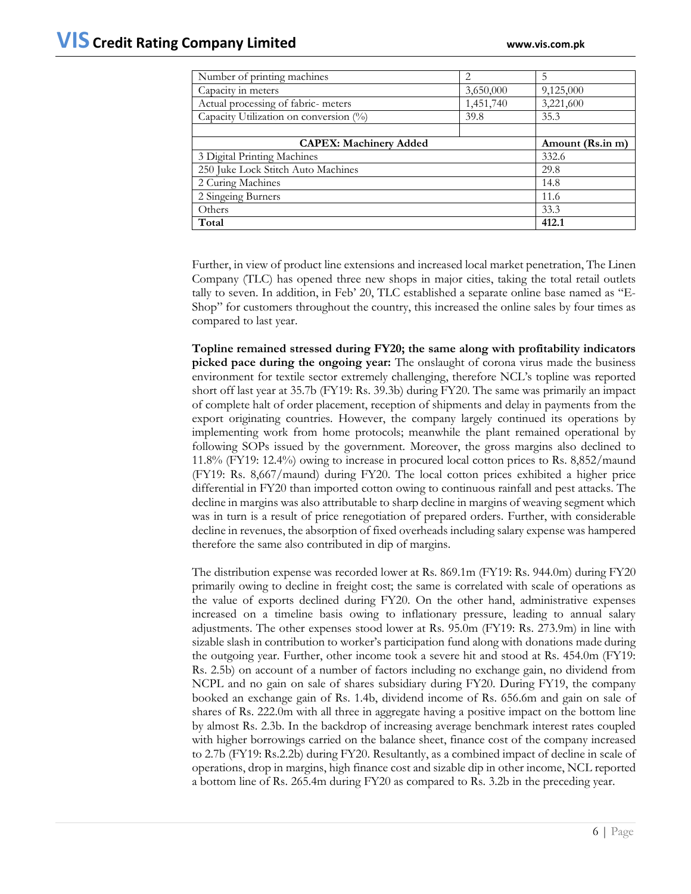| Number of printing machines | 2 | 5 |
|---|---|---|
| Capacity in meters | 3,650,000 | 9,125,000 |
| Actual processing of fabric- meters | 1,451,740 | 3,221,600 |
| Capacity Utilization on conversion (%) | 39.8 | 35.3 |

| CAPEX: Machinery Added | Amount (Rs.in m) |
|---|---|
| 3 Digital Printing Machines | 332.6 |
| 250 Juke Lock Stitch Auto Machines | 29.8 |
| 2 Curing Machines | 14.8 |
| 2 Singeing Burners | 11.6 |
| Others | 33.3 |
| **Total** | **412.1** |

Further, in view of product line extensions and increased local market penetration, The Linen Company (TLC) has opened three new shops in major cities, taking the total retail outlets tally to seven. In addition, in Feb' 20, TLC established a separate online base named as "E-Shop" for customers throughout the country, this increased the online sales by four times as compared to last year.

**Topline remained stressed during FY20; the same along with profitability indicators picked pace during the ongoing year:** The onslaught of corona virus made the business environment for textile sector extremely challenging, therefore NCL's topline was reported short off last year at 35.7b (FY19: Rs. 39.3b) during FY20. The same was primarily an impact of complete halt of order placement, reception of shipments and delay in payments from the export originating countries. However, the company largely continued its operations by implementing work from home protocols; meanwhile the plant remained operational by following SOPs issued by the government. Moreover, the gross margins also declined to 11.8% (FY19: 12.4%) owing to increase in procured local cotton prices to Rs. 8,852/maund (FY19: Rs. 8,667/maund) during FY20. The local cotton prices exhibited a higher price differential in FY20 than imported cotton owing to continuous rainfall and pest attacks. The decline in margins was also attributable to sharp decline in margins of weaving segment which was in turn is a result of price renegotiation of prepared orders. Further, with considerable decline in revenues, the absorption of fixed overheads including salary expense was hampered therefore the same also contributed in dip of margins.

The distribution expense was recorded lower at Rs. 869.1m (FY19: Rs. 944.0m) during FY20 primarily owing to decline in freight cost; the same is correlated with scale of operations as the value of exports declined during FY20. On the other hand, administrative expenses increased on a timeline basis owing to inflationary pressure, leading to annual salary adjustments. The other expenses stood lower at Rs. 95.0m (FY19: Rs. 273.9m) in line with sizable slash in contribution to worker's participation fund along with donations made during the outgoing year. Further, other income took a severe hit and stood at Rs. 454.0m (FY19: Rs. 2.5b) on account of a number of factors including no exchange gain, no dividend from NCPL and no gain on sale of shares subsidiary during FY20. During FY19, the company booked an exchange gain of Rs. 1.4b, dividend income of Rs. 656.6m and gain on sale of shares of Rs. 222.0m with all three in aggregate having a positive impact on the bottom line by almost Rs. 2.3b. In the backdrop of increasing average benchmark interest rates coupled with higher borrowings carried on the balance sheet, finance cost of the company increased to 2.7b (FY19: Rs.2.2b) during FY20. Resultantly, as a combined impact of decline in scale of operations, drop in margins, high finance cost and sizable dip in other income, NCL reported a bottom line of Rs. 265.4m during FY20 as compared to Rs. 3.2b in the preceding year.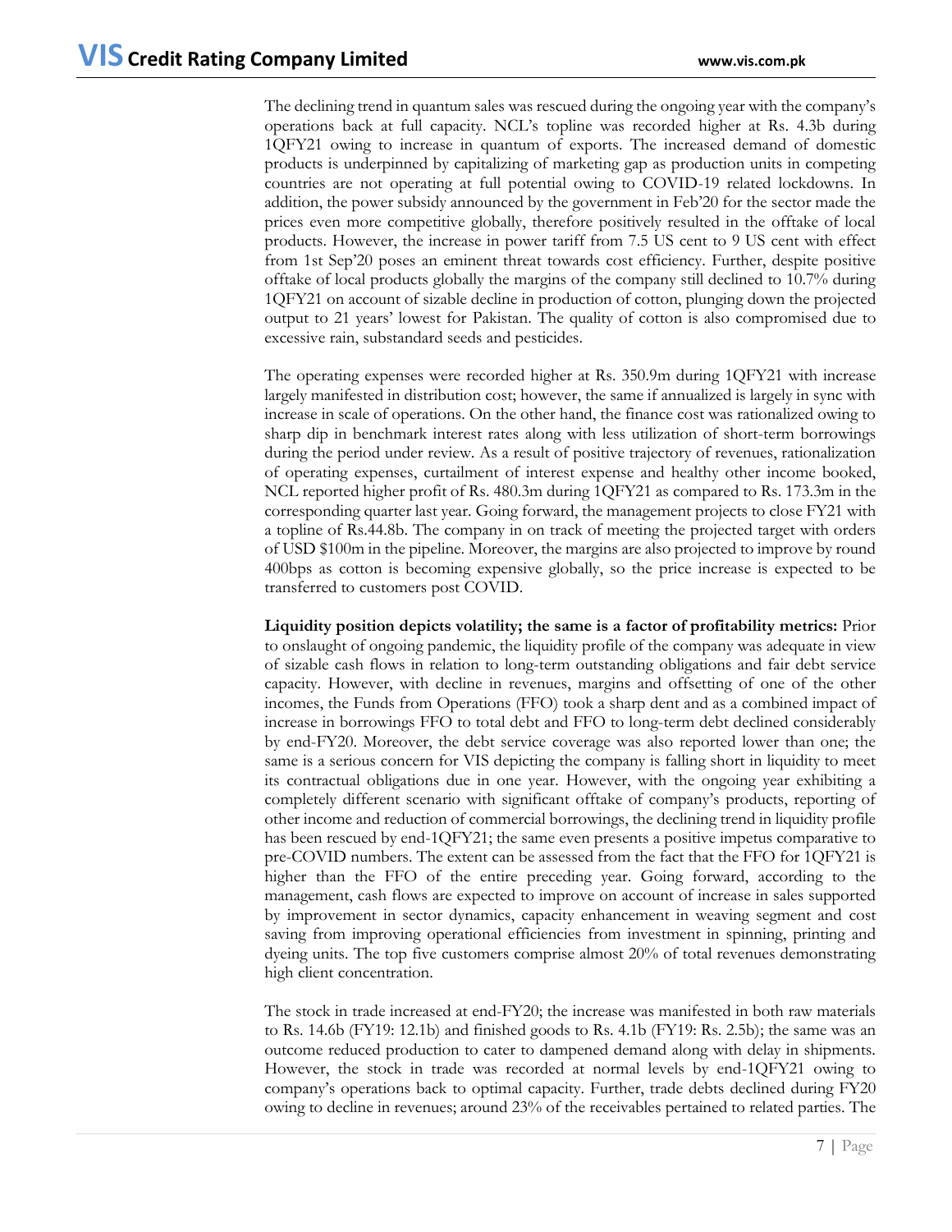The declining trend in quantum sales was rescued during the ongoing year with the company's operations back at full capacity. NCL's topline was recorded higher at Rs. 4.3b during 1QFY21 owing to increase in quantum of exports. The increased demand of domestic products is underpinned by capitalizing of marketing gap as production units in competing countries are not operating at full potential owing to COVID-19 related lockdowns. In addition, the power subsidy announced by the government in Feb'20 for the sector made the prices even more competitive globally, therefore positively resulted in the offtake of local products. However, the increase in power tariff from 7.5 US cent to 9 US cent with effect from 1st Sep'20 poses an eminent threat towards cost efficiency. Further, despite positive offtake of local products globally the margins of the company still declined to 10.7% during 1QFY21 on account of sizable decline in production of cotton, plunging down the projected output to 21 years' lowest for Pakistan. The quality of cotton is also compromised due to excessive rain, substandard seeds and pesticides.

The operating expenses were recorded higher at Rs. 350.9m during 1QFY21 with increase largely manifested in distribution cost; however, the same if annualized is largely in sync with increase in scale of operations. On the other hand, the finance cost was rationalized owing to sharp dip in benchmark interest rates along with less utilization of short-term borrowings during the period under review. As a result of positive trajectory of revenues, rationalization of operating expenses, curtailment of interest expense and healthy other income booked, NCL reported higher profit of Rs. 480.3m during 1QFY21 as compared to Rs. 173.3m in the corresponding quarter last year. Going forward, the management projects to close FY21 with a topline of Rs.44.8b. The company in on track of meeting the projected target with orders of USD $100m in the pipeline. Moreover, the margins are also projected to improve by round 400bps as cotton is becoming expensive globally, so the price increase is expected to be transferred to customers post COVID.

**Liquidity position depicts volatility; the same is a factor of profitability metrics:** Prior to onslaught of ongoing pandemic, the liquidity profile of the company was adequate in view of sizable cash flows in relation to long-term outstanding obligations and fair debt service capacity. However, with decline in revenues, margins and offsetting of one of the other incomes, the Funds from Operations (FFO) took a sharp dent and as a combined impact of increase in borrowings FFO to total debt and FFO to long-term debt declined considerably by end-FY20. Moreover, the debt service coverage was also reported lower than one; the same is a serious concern for VIS depicting the company is falling short in liquidity to meet its contractual obligations due in one year. However, with the ongoing year exhibiting a completely different scenario with significant offtake of company's products, reporting of other income and reduction of commercial borrowings, the declining trend in liquidity profile has been rescued by end-1QFY21; the same even presents a positive impetus comparative to pre-COVID numbers. The extent can be assessed from the fact that the FFO for 1QFY21 is higher than the FFO of the entire preceding year. Going forward, according to the management, cash flows are expected to improve on account of increase in sales supported by improvement in sector dynamics, capacity enhancement in weaving segment and cost saving from improving operational efficiencies from investment in spinning, printing and dyeing units. The top five customers comprise almost 20% of total revenues demonstrating high client concentration.

The stock in trade increased at end-FY20; the increase was manifested in both raw materials to Rs. 14.6b (FY19: 12.1b) and finished goods to Rs. 4.1b (FY19: Rs. 2.5b); the same was an outcome reduced production to cater to dampened demand along with delay in shipments. However, the stock in trade was recorded at normal levels by end-1QFY21 owing to company's operations back to optimal capacity. Further, trade debts declined during FY20 owing to decline in revenues; around 23% of the receivables pertained to related parties. The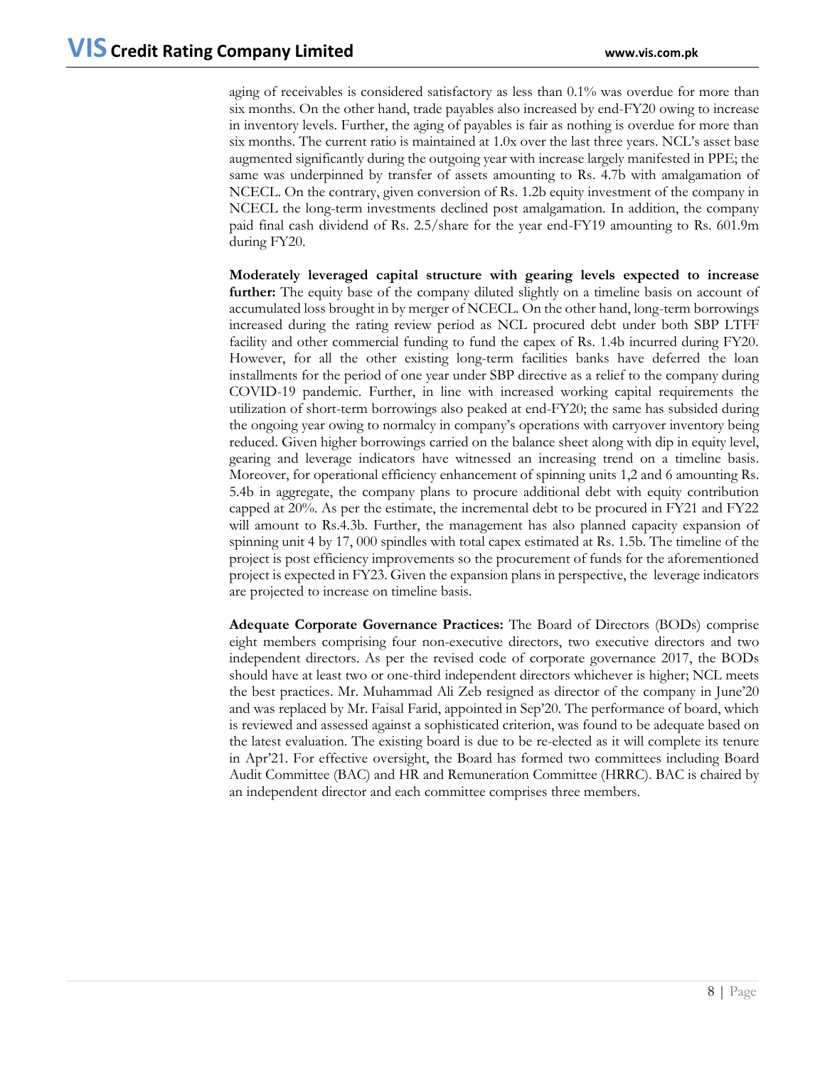aging of receivables is considered satisfactory as less than 0.1% was overdue for more than six months. On the other hand, trade payables also increased by end-FY20 owing to increase in inventory levels. Further, the aging of payables is fair as nothing is overdue for more than six months. The current ratio is maintained at 1.0x over the last three years. NCL's asset base augmented significantly during the outgoing year with increase largely manifested in PPE; the same was underpinned by transfer of assets amounting to Rs. 4.7b with amalgamation of NCECL. On the contrary, given conversion of Rs. 1.2b equity investment of the company in NCECL the long-term investments declined post amalgamation. In addition, the company paid final cash dividend of Rs. 2.5/share for the year end-FY19 amounting to Rs. 601.9m during FY20.

**Moderately leveraged capital structure with gearing levels expected to increase further:** The equity base of the company diluted slightly on a timeline basis on account of accumulated loss brought in by merger of NCECL. On the other hand, long-term borrowings increased during the rating review period as NCL procured debt under both SBP LTFF facility and other commercial funding to fund the capex of Rs. 1.4b incurred during FY20. However, for all the other existing long-term facilities banks have deferred the loan installments for the period of one year under SBP directive as a relief to the company during COVID-19 pandemic. Further, in line with increased working capital requirements the utilization of short-term borrowings also peaked at end-FY20; the same has subsided during the ongoing year owing to normalcy in company's operations with carryover inventory being reduced. Given higher borrowings carried on the balance sheet along with dip in equity level, gearing and leverage indicators have witnessed an increasing trend on a timeline basis. Moreover, for operational efficiency enhancement of spinning units 1,2 and 6 amounting Rs. 5.4b in aggregate, the company plans to procure additional debt with equity contribution capped at 20%. As per the estimate, the incremental debt to be procured in FY21 and FY22 will amount to Rs.4.3b. Further, the management has also planned capacity expansion of spinning unit 4 by 17, 000 spindles with total capex estimated at Rs. 1.5b. The timeline of the project is post efficiency improvements so the procurement of funds for the aforementioned project is expected in FY23. Given the expansion plans in perspective, the leverage indicators are projected to increase on timeline basis.

**Adequate Corporate Governance Practices:** The Board of Directors (BODs) comprise eight members comprising four non-executive directors, two executive directors and two independent directors. As per the revised code of corporate governance 2017, the BODs should have at least two or one-third independent directors whichever is higher; NCL meets the best practices. Mr. Muhammad Ali Zeb resigned as director of the company in June'20 and was replaced by Mr. Faisal Farid, appointed in Sep'20. The performance of board, which is reviewed and assessed against a sophisticated criterion, was found to be adequate based on the latest evaluation. The existing board is due to be re-elected as it will complete its tenure in Apr'21. For effective oversight, the Board has formed two committees including Board Audit Committee (BAC) and HR and Remuneration Committee (HRRC). BAC is chaired by an independent director and each committee comprises three members.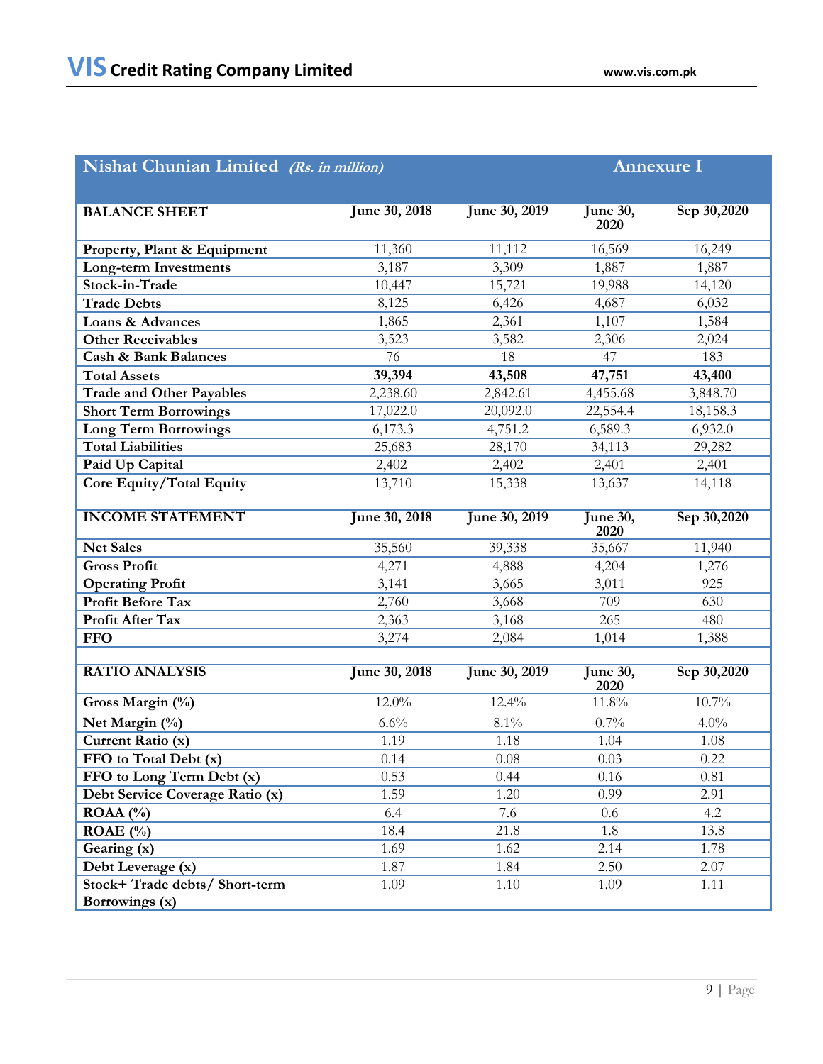## Nishat Chunian Limited *(Rs. in million)* — Annexure I

| BALANCE SHEET | June 30, 2018 | June 30, 2019 | June 30, 2020 | Sep 30,2020 |
|---|---|---|---|---|
| Property, Plant & Equipment | 11,360 | 11,112 | 16,569 | 16,249 |
| Long-term Investments | 3,187 | 3,309 | 1,887 | 1,887 |
| Stock-in-Trade | 10,447 | 15,721 | 19,988 | 14,120 |
| Trade Debts | 8,125 | 6,426 | 4,687 | 6,032 |
| Loans & Advances | 1,865 | 2,361 | 1,107 | 1,584 |
| Other Receivables | 3,523 | 3,582 | 2,306 | 2,024 |
| Cash & Bank Balances | 76 | 18 | 47 | 183 |
| **Total Assets** | **39,394** | **43,508** | **47,751** | **43,400** |
| Trade and Other Payables | 2,238.60 | 2,842.61 | 4,455.68 | 3,848.70 |
| Short Term Borrowings | 17,022.0 | 20,092.0 | 22,554.4 | 18,158.3 |
| Long Term Borrowings | 6,173.3 | 4,751.2 | 6,589.3 | 6,932.0 |
| Total Liabilities | 25,683 | 28,170 | 34,113 | 29,282 |
| Paid Up Capital | 2,402 | 2,402 | 2,401 | 2,401 |
| Core Equity/Total Equity | 13,710 | 15,338 | 13,637 | 14,118 |

| INCOME STATEMENT | June 30, 2018 | June 30, 2019 | June 30, 2020 | Sep 30,2020 |
|---|---|---|---|---|
| Net Sales | 35,560 | 39,338 | 35,667 | 11,940 |
| Gross Profit | 4,271 | 4,888 | 4,204 | 1,276 |
| Operating Profit | 3,141 | 3,665 | 3,011 | 925 |
| Profit Before Tax | 2,760 | 3,668 | 709 | 630 |
| Profit After Tax | 2,363 | 3,168 | 265 | 480 |
| FFO | 3,274 | 2,084 | 1,014 | 1,388 |

| RATIO ANALYSIS | June 30, 2018 | June 30, 2019 | June 30, 2020 | Sep 30,2020 |
|---|---|---|---|---|
| Gross Margin (%) | 12.0% | 12.4% | 11.8% | 10.7% |
| Net Margin (%) | 6.6% | 8.1% | 0.7% | 4.0% |
| Current Ratio (x) | 1.19 | 1.18 | 1.04 | 1.08 |
| FFO to Total Debt (x) | 0.14 | 0.08 | 0.03 | 0.22 |
| FFO to Long Term Debt (x) | 0.53 | 0.44 | 0.16 | 0.81 |
| Debt Service Coverage Ratio (x) | 1.59 | 1.20 | 0.99 | 2.91 |
| ROAA (%) | 6.4 | 7.6 | 0.6 | 4.2 |
| ROAE (%) | 18.4 | 21.8 | 1.8 | 13.8 |
| Gearing (x) | 1.69 | 1.62 | 2.14 | 1.78 |
| Debt Leverage (x) | 1.87 | 1.84 | 2.50 | 2.07 |
| Stock+ Trade debts/ Short-term Borrowings (x) | 1.09 | 1.10 | 1.09 | 1.11 |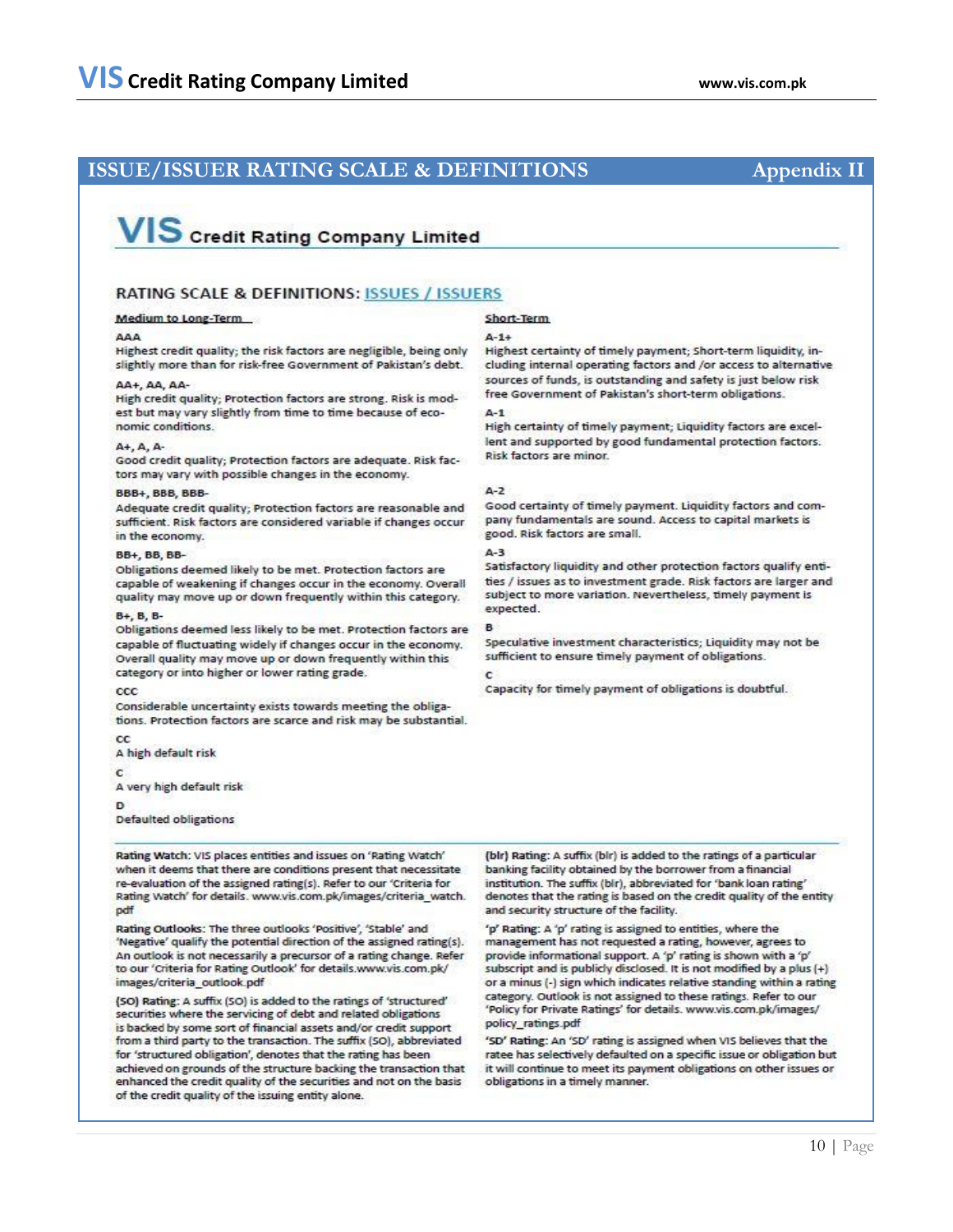## ISSUE/ISSUER RATING SCALE & DEFINITIONS — Appendix II

**VIS Credit Rating Company Limited**

### RATING SCALE & DEFINITIONS: ISSUES / ISSUERS

#### Medium to Long-Term

**AAA**
Highest credit quality; the risk factors are negligible, being only slightly more than for risk-free Government of Pakistan's debt.

**AA+, AA, AA-**
High credit quality; Protection factors are strong. Risk is modest but may vary slightly from time to time because of economic conditions.

**A+, A, A-**
Good credit quality; Protection factors are adequate. Risk factors may vary with possible changes in the economy.

**BBB+, BBB, BBB-**
Adequate credit quality; Protection factors are reasonable and sufficient. Risk factors are considered variable if changes occur in the economy.

**BB+, BB, BB-**
Obligations deemed likely to be met. Protection factors are capable of weakening if changes occur in the economy. Overall quality may move up or down frequently within this category.

**B+, B, B-**
Obligations deemed less likely to be met. Protection factors are capable of fluctuating widely if changes occur in the economy. Overall quality may move up or down frequently within this category or into higher or lower rating grade.

**CCC**
Considerable uncertainty exists towards meeting the obligations. Protection factors are scarce and risk may be substantial.

**CC**
A high default risk

**C**
A very high default risk

**D**
Defaulted obligations

#### Short-Term

**A-1+**
Highest certainty of timely payment; Short-term liquidity, including internal operating factors and /or access to alternative sources of funds, is outstanding and safety is just below risk free Government of Pakistan's short-term obligations.

**A-1**
High certainty of timely payment; Liquidity factors are excellent and supported by good fundamental protection factors. Risk factors are minor.

**A-2**
Good certainty of timely payment. Liquidity factors and company fundamentals are sound. Access to capital markets is good. Risk factors are small.

**A-3**
Satisfactory liquidity and other protection factors qualify entities / issues as to investment grade. Risk factors are larger and subject to more variation. Nevertheless, timely payment is expected.

**B**
Speculative investment characteristics; Liquidity may not be sufficient to ensure timely payment of obligations.

**C**
Capacity for timely payment of obligations is doubtful.

---

**Rating Watch:** VIS places entities and issues on 'Rating Watch' when it deems that there are conditions present that necessitate re-evaluation of the assigned rating(s). Refer to our 'Criteria for Rating Watch' for details. www.vis.com.pk/images/criteria_watch.pdf

**Rating Outlooks:** The three outlooks 'Positive', 'Stable' and 'Negative' qualify the potential direction of the assigned rating(s). An outlook is not necessarily a precursor of a rating change. Refer to our 'Criteria for Rating Outlook' for details.www.vis.com.pk/images/criteria_outlook.pdf

**(SO) Rating:** A suffix (SO) is added to the ratings of 'structured' securities where the servicing of debt and related obligations is backed by some sort of financial assets and/or credit support from a third party to the transaction. The suffix (SO), abbreviated for 'structured obligation', denotes that the rating has been achieved on grounds of the structure backing the transaction that enhanced the credit quality of the securities and not on the basis of the credit quality of the issuing entity alone.

**(blr) Rating:** A suffix (blr) is added to the ratings of a particular banking facility obtained by the borrower from a financial institution. The suffix (blr), abbreviated for 'bank loan rating' denotes that the rating is based on the credit quality of the entity and security structure of the facility.

**'p' Rating:** A 'p' rating is assigned to entities, where the management has not requested a rating, however, agrees to provide informational support. A 'p' rating is shown with a 'p' subscript and is publicly disclosed. It is not modified by a plus (+) or a minus (-) sign which indicates relative standing within a rating category. Outlook is not assigned to these ratings. Refer to our 'Policy for Private Ratings' for details. www.vis.com.pk/images/policy_ratings.pdf

**'SD' Rating:** An 'SD' rating is assigned when VIS believes that the ratee has selectively defaulted on a specific issue or obligation but it will continue to meet its payment obligations on other issues or obligations in a timely manner.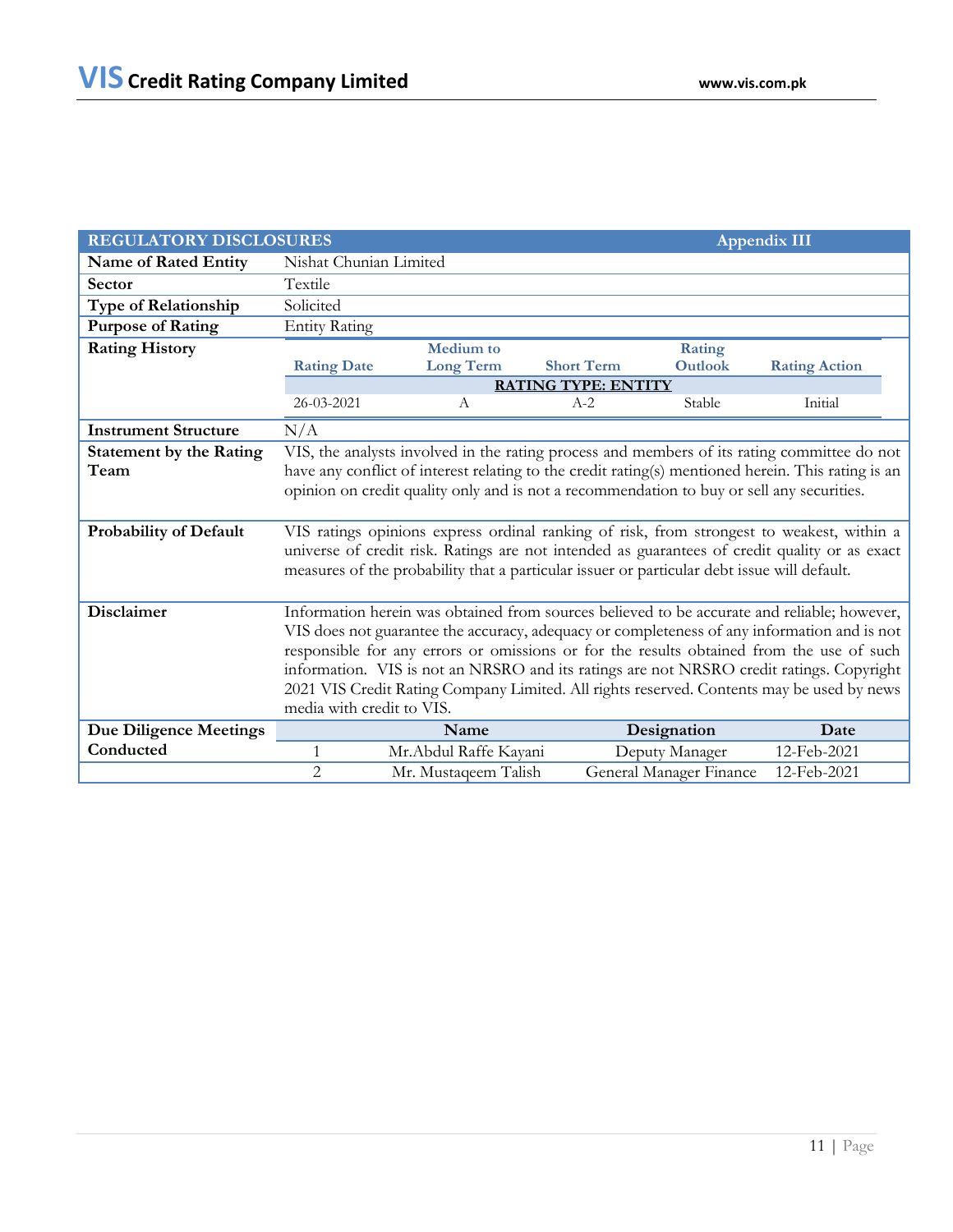| REGULATORY DISCLOSURES | | | | | Appendix III |
|---|---|---|---|---|---|
| **Name of Rated Entity** | Nishat Chunian Limited | | | | |
| **Sector** | Textile | | | | |
| **Type of Relationship** | Solicited | | | | |
| **Purpose of Rating** | Entity Rating | | | | |
| **Rating History** | Rating Date | Medium to Long Term | Short Term | Rating Outlook | Rating Action |
| | RATING TYPE: ENTITY | | | | |
| | 26-03-2021 | A | A-2 | Stable | Initial |
| **Instrument Structure** | N/A | | | | |
| **Statement by the Rating Team** | VIS, the analysts involved in the rating process and members of its rating committee do not have any conflict of interest relating to the credit rating(s) mentioned herein. This rating is an opinion on credit quality only and is not a recommendation to buy or sell any securities. | | | | |
| **Probability of Default** | VIS ratings opinions express ordinal ranking of risk, from strongest to weakest, within a universe of credit risk. Ratings are not intended as guarantees of credit quality or as exact measures of the probability that a particular issuer or particular debt issue will default. | | | | |
| **Disclaimer** | Information herein was obtained from sources believed to be accurate and reliable; however, VIS does not guarantee the accuracy, adequacy or completeness of any information and is not responsible for any errors or omissions or for the results obtained from the use of such information. VIS is not an NRSRO and its ratings are not NRSRO credit ratings. Copyright 2021 VIS Credit Rating Company Limited. All rights reserved. Contents may be used by news media with credit to VIS. | | | | |
| **Due Diligence Meetings Conducted** | | Name | Designation | Date | |
| | 1 | Mr.Abdul Raffe Kayani | Deputy Manager | 12-Feb-2021 | |
| | 2 | Mr. Mustaqeem Talish | General Manager Finance | 12-Feb-2021 | |